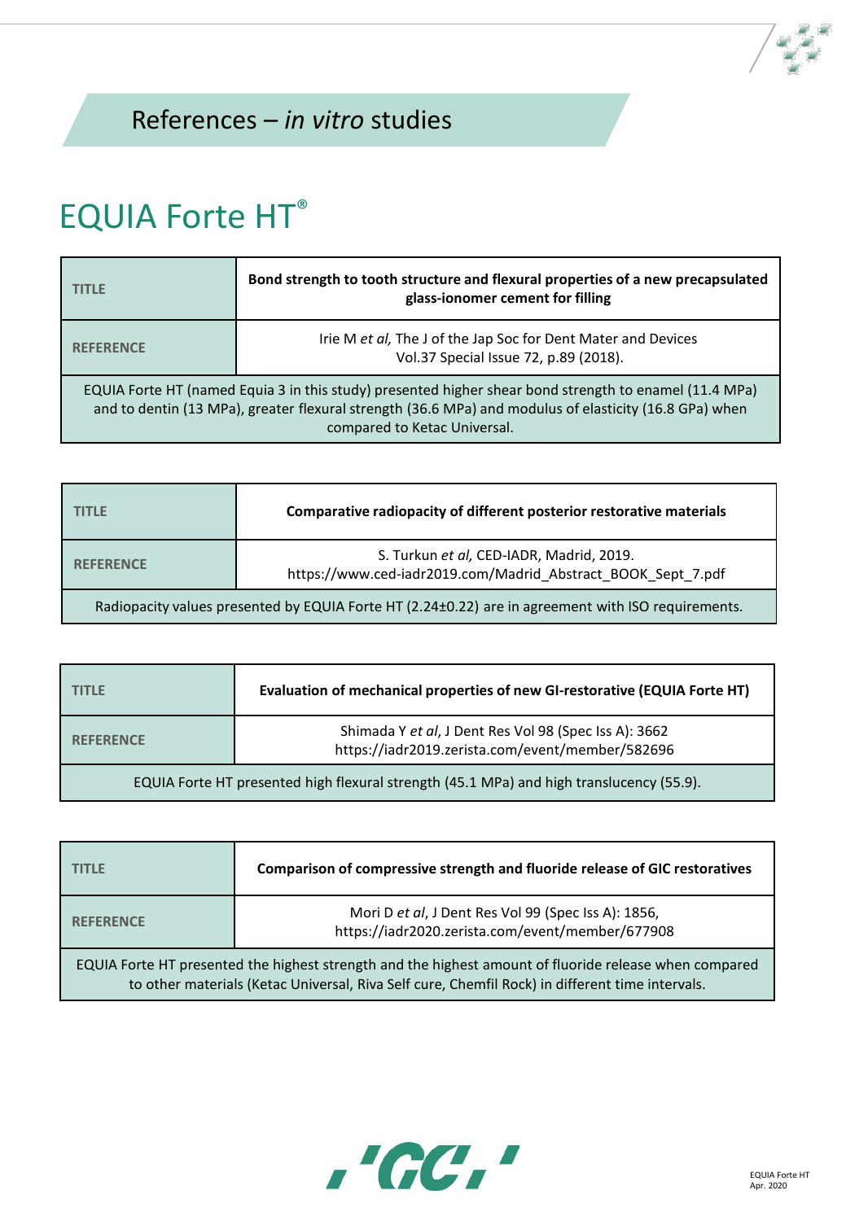## References – *in vitro* studies

# EQUIA Forte HT®

| TITLE | **Bond strength to tooth structure and flexural properties of a new precapsulated glass-ionomer cement for filling** |
|---|---|
| REFERENCE | Irie M *et al,* The J of the Jap Soc for Dent Mater and Devices Vol.37 Special Issue 72, p.89 (2018). |
| EQUIA Forte HT (named Equia 3 in this study) presented higher shear bond strength to enamel (11.4 MPa) and to dentin (13 MPa), greater flexural strength (36.6 MPa) and modulus of elasticity (16.8 GPa) when compared to Ketac Universal. | |

| TITLE | **Comparative radiopacity of different posterior restorative materials** |
|---|---|
| REFERENCE | S. Turkun *et al,* CED-IADR, Madrid, 2019. https://www.ced-iadr2019.com/Madrid_Abstract_BOOK_Sept_7.pdf |
| Radiopacity values presented by EQUIA Forte HT (2.24±0.22) are in agreement with ISO requirements. | |

| TITLE | **Evaluation of mechanical properties of new GI-restorative (EQUIA Forte HT)** |
|---|---|
| REFERENCE | Shimada Y *et al*, J Dent Res Vol 98 (Spec Iss A): 3662 https://iadr2019.zerista.com/event/member/582696 |
| EQUIA Forte HT presented high flexural strength (45.1 MPa) and high translucency (55.9). | |

| TITLE | **Comparison of compressive strength and fluoride release of GIC restoratives** |
|---|---|
| REFERENCE | Mori D *et al*, J Dent Res Vol 99 (Spec Iss A): 1856, https://iadr2020.zerista.com/event/member/677908 |
| EQUIA Forte HT presented the highest strength and the highest amount of fluoride release when compared to other materials (Ketac Universal, Riva Self cure, Chemfil Rock) in different time intervals. | |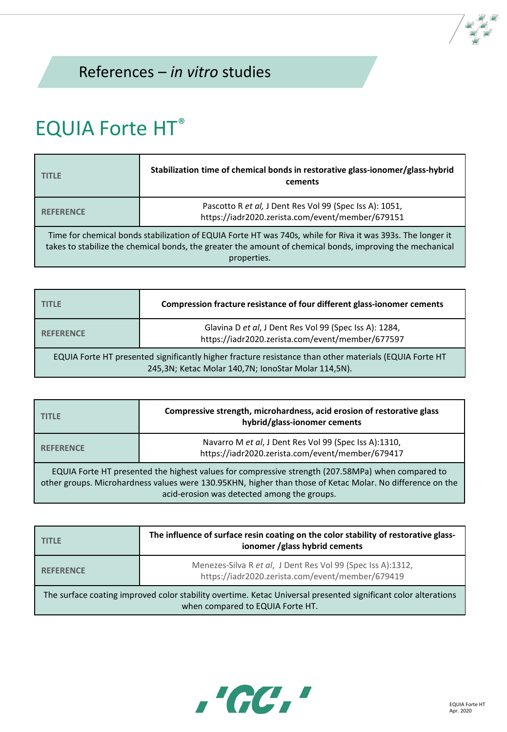## References – *in vitro* studies

# EQUIA Forte HT®

| TITLE | **Stabilization time of chemical bonds in restorative glass-ionomer/glass-hybrid cements** |
|---|---|
| REFERENCE | Pascotto R *et al,* J Dent Res Vol 99 (Spec Iss A): 1051, https://iadr2020.zerista.com/event/member/679151 |
| Time for chemical bonds stabilization of EQUIA Forte HT was 740s, while for Riva it was 393s. The longer it takes to stabilize the chemical bonds, the greater the amount of chemical bonds, improving the mechanical properties. | |

| TITLE | **Compression fracture resistance of four different glass-ionomer cements** |
|---|---|
| REFERENCE | Glavina D *et al*, J Dent Res Vol 99 (Spec Iss A): 1284, https://iadr2020.zerista.com/event/member/677597 |
| EQUIA Forte HT presented significantly higher fracture resistance than other materials (EQUIA Forte HT 245,3N; Ketac Molar 140,7N; IonoStar Molar 114,5N). | |

| TITLE | **Compressive strength, microhardness, acid erosion of restorative glass hybrid/glass-ionomer cements** |
|---|---|
| REFERENCE | Navarro M *et al*, J Dent Res Vol 99 (Spec Iss A):1310, https://iadr2020.zerista.com/event/member/679417 |
| EQUIA Forte HT presented the highest values for compressive strength (207.58MPa) when compared to other groups. Microhardness values were 130.95KHN, higher than those of Ketac Molar. No difference on the acid-erosion was detected among the groups. | |

| TITLE | **The influence of surface resin coating on the color stability of restorative glass-ionomer /glass hybrid cements** |
|---|---|
| REFERENCE | Menezes-Silva R *et al*, J Dent Res Vol 99 (Spec Iss A):1312, https://iadr2020.zerista.com/event/member/679419 |
| The surface coating improved color stability overtime. Ketac Universal presented significant color alterations when compared to EQUIA Forte HT. | |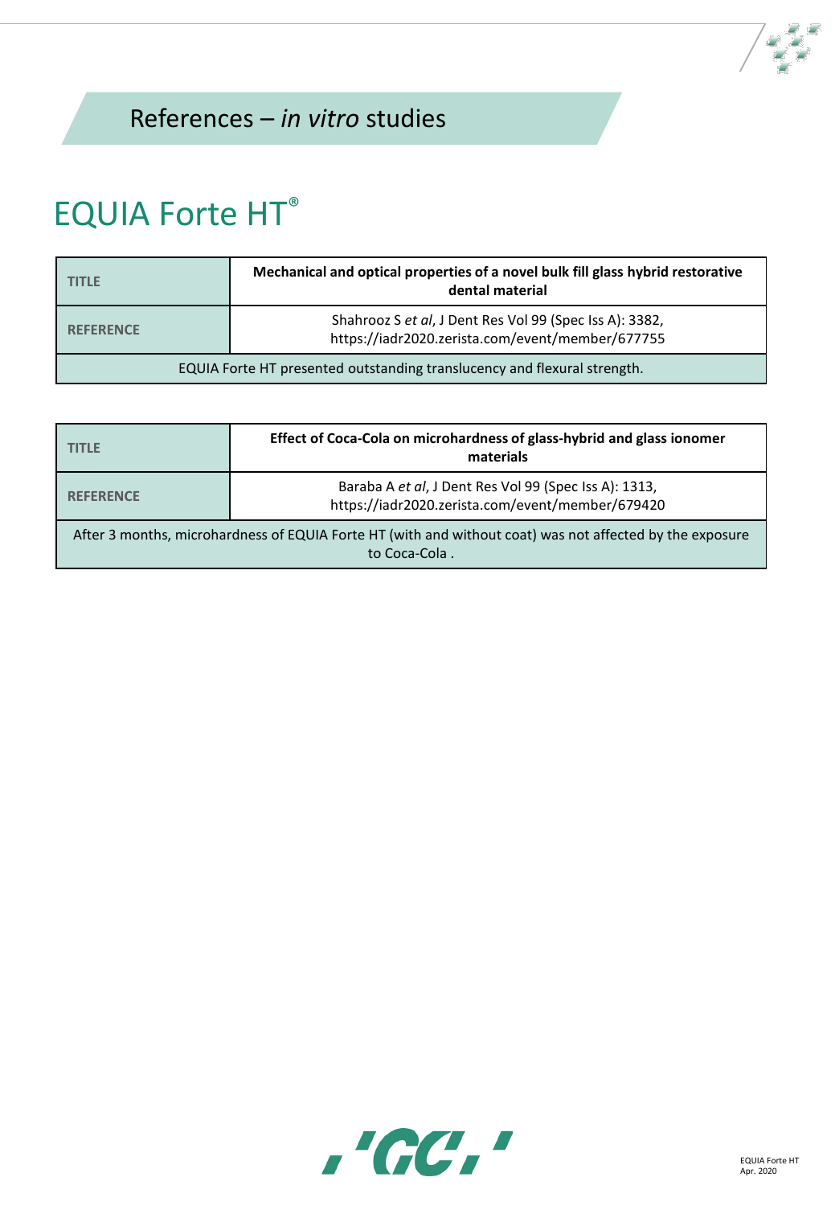## References – *in vitro* studies

# EQUIA Forte HT®

| | |
|---|---|
| TITLE | **Mechanical and optical properties of a novel bulk fill glass hybrid restorative dental material** |
| REFERENCE | Shahrooz S *et al*, J Dent Res Vol 99 (Spec Iss A): 3382, https://iadr2020.zerista.com/event/member/677755 |
| EQUIA Forte HT presented outstanding translucency and flexural strength. | |

| | |
|---|---|
| TITLE | **Effect of Coca-Cola on microhardness of glass-hybrid and glass ionomer materials** |
| REFERENCE | Baraba A *et al*, J Dent Res Vol 99 (Spec Iss A): 1313, https://iadr2020.zerista.com/event/member/679420 |
| After 3 months, microhardness of EQUIA Forte HT (with and without coat) was not affected by the exposure to Coca-Cola . | |

EQUIA Forte HT
Apr. 2020